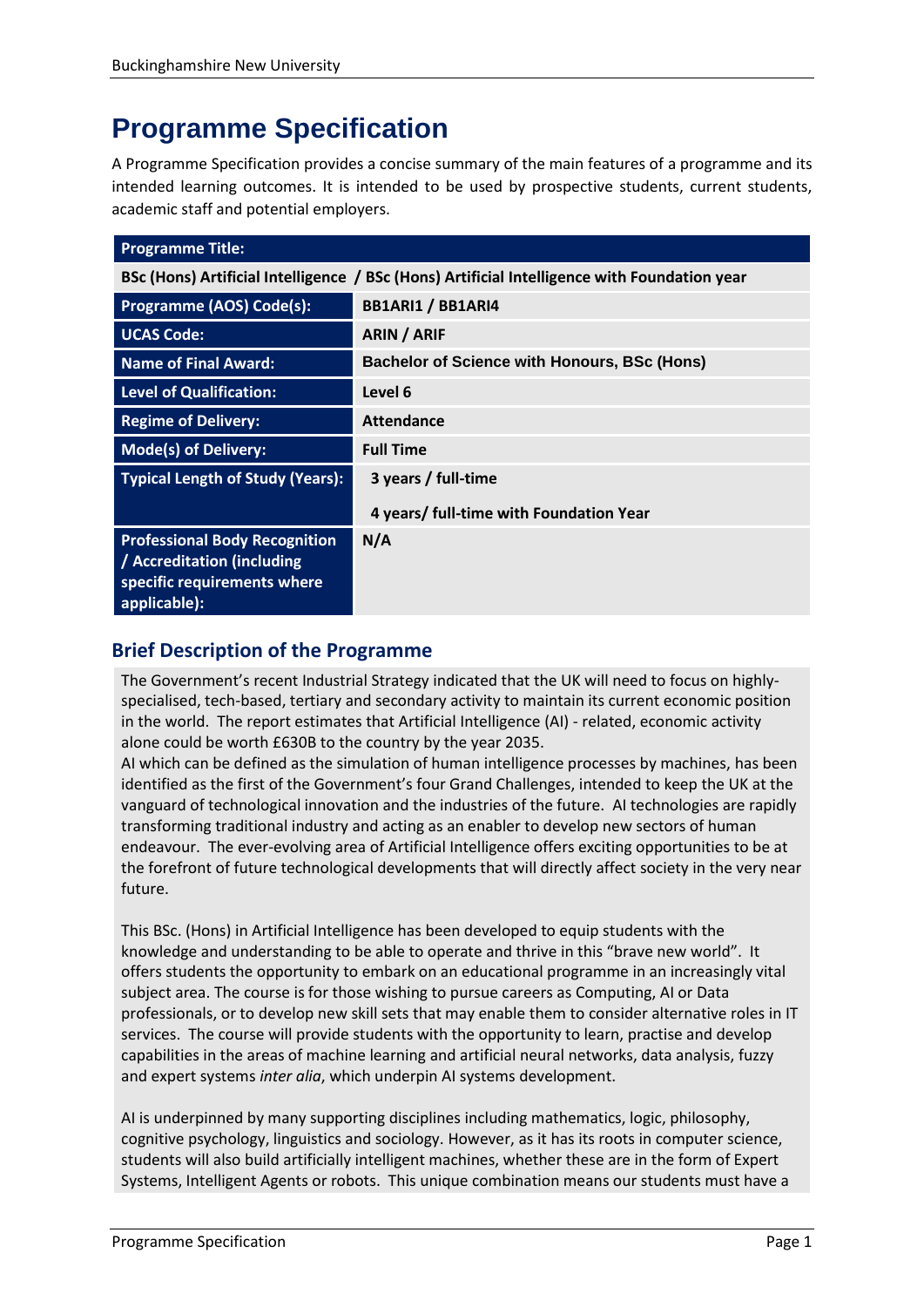# Programme Specification

A Programme Specification provides a concise summary of the main features of a programme and its intended learning outcomes. It is intended to be used by prospective students, current students, academic staff and potential employers.

| **Programme Title:** | |
|---|---|
| **BSc (Hons) Artificial Intelligence / BSc (Hons) Artificial Intelligence with Foundation year** | |
| **Programme (AOS) Code(s):** | **BB1ARI1 / BB1ARI4** |
| **UCAS Code:** | **ARIN / ARIF** |
| **Name of Final Award:** | **Bachelor of Science with Honours, BSc (Hons)** |
| **Level of Qualification:** | **Level 6** |
| **Regime of Delivery:** | **Attendance** |
| **Mode(s) of Delivery:** | **Full Time** |
| **Typical Length of Study (Years):** | **3 years / full-time**<br>**4 years/ full-time with Foundation Year** |
| **Professional Body Recognition / Accreditation (including specific requirements where applicable):** | **N/A** |

## Brief Description of the Programme

The Government's recent Industrial Strategy indicated that the UK will need to focus on highly-specialised, tech-based, tertiary and secondary activity to maintain its current economic position in the world. The report estimates that Artificial Intelligence (AI) - related, economic activity alone could be worth £630B to the country by the year 2035.
AI which can be defined as the simulation of human intelligence processes by machines, has been identified as the first of the Government's four Grand Challenges, intended to keep the UK at the vanguard of technological innovation and the industries of the future. AI technologies are rapidly transforming traditional industry and acting as an enabler to develop new sectors of human endeavour. The ever-evolving area of Artificial Intelligence offers exciting opportunities to be at the forefront of future technological developments that will directly affect society in the very near future.

This BSc. (Hons) in Artificial Intelligence has been developed to equip students with the knowledge and understanding to be able to operate and thrive in this "brave new world". It offers students the opportunity to embark on an educational programme in an increasingly vital subject area. The course is for those wishing to pursue careers as Computing, AI or Data professionals, or to develop new skill sets that may enable them to consider alternative roles in IT services. The course will provide students with the opportunity to learn, practise and develop capabilities in the areas of machine learning and artificial neural networks, data analysis, fuzzy and expert systems *inter alia*, which underpin AI systems development.

AI is underpinned by many supporting disciplines including mathematics, logic, philosophy, cognitive psychology, linguistics and sociology. However, as it has its roots in computer science, students will also build artificially intelligent machines, whether these are in the form of Expert Systems, Intelligent Agents or robots. This unique combination means our students must have a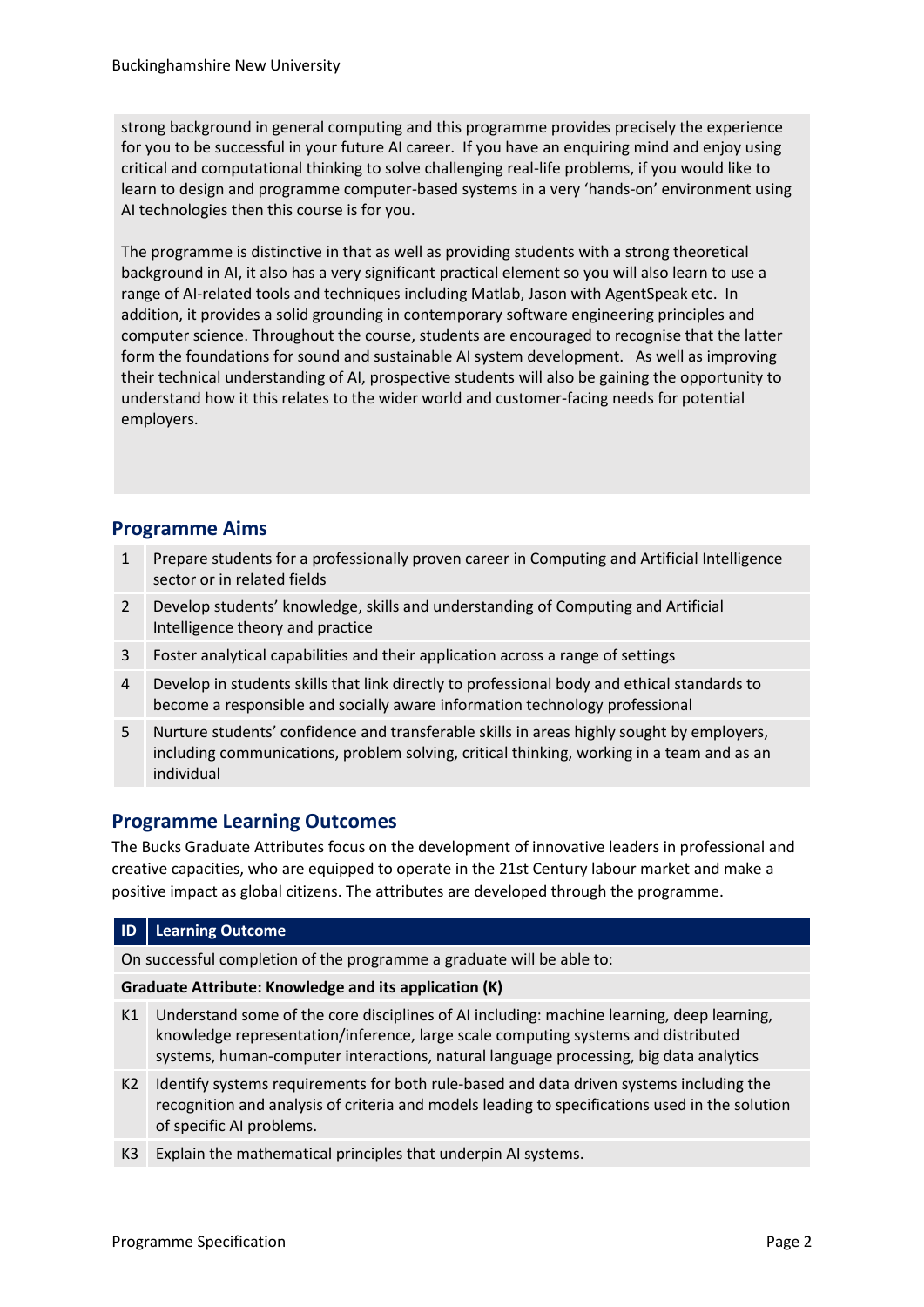strong background in general computing and this programme provides precisely the experience for you to be successful in your future AI career. If you have an enquiring mind and enjoy using critical and computational thinking to solve challenging real-life problems, if you would like to learn to design and programme computer-based systems in a very 'hands-on' environment using AI technologies then this course is for you.

The programme is distinctive in that as well as providing students with a strong theoretical background in AI, it also has a very significant practical element so you will also learn to use a range of AI-related tools and techniques including Matlab, Jason with AgentSpeak etc. In addition, it provides a solid grounding in contemporary software engineering principles and computer science. Throughout the course, students are encouraged to recognise that the latter form the foundations for sound and sustainable AI system development. As well as improving their technical understanding of AI, prospective students will also be gaining the opportunity to understand how it this relates to the wider world and customer-facing needs for potential employers.

## Programme Aims

| | |
|---|---|
| 1 | Prepare students for a professionally proven career in Computing and Artificial Intelligence sector or in related fields |
| 2 | Develop students' knowledge, skills and understanding of Computing and Artificial Intelligence theory and practice |
| 3 | Foster analytical capabilities and their application across a range of settings |
| 4 | Develop in students skills that link directly to professional body and ethical standards to become a responsible and socially aware information technology professional |
| 5 | Nurture students' confidence and transferable skills in areas highly sought by employers, including communications, problem solving, critical thinking, working in a team and as an individual |

## Programme Learning Outcomes

The Bucks Graduate Attributes focus on the development of innovative leaders in professional and creative capacities, who are equipped to operate in the 21st Century labour market and make a positive impact as global citizens. The attributes are developed through the programme.

| ID | Learning Outcome |
|---|---|
| | On successful completion of the programme a graduate will be able to: |
| | **Graduate Attribute: Knowledge and its application (K)** |
| K1 | Understand some of the core disciplines of AI including: machine learning, deep learning, knowledge representation/inference, large scale computing systems and distributed systems, human-computer interactions, natural language processing, big data analytics |
| K2 | Identify systems requirements for both rule-based and data driven systems including the recognition and analysis of criteria and models leading to specifications used in the solution of specific AI problems. |
| K3 | Explain the mathematical principles that underpin AI systems. |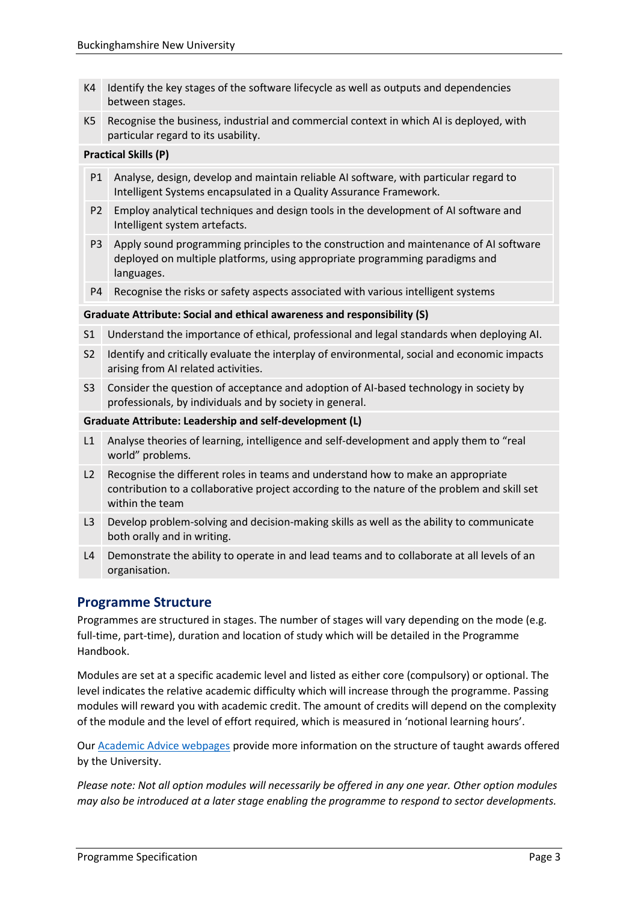| | |
|---|---|
| K4 | Identify the key stages of the software lifecycle as well as outputs and dependencies between stages. |
| K5 | Recognise the business, industrial and commercial context in which AI is deployed, with particular regard to its usability. |
| **Practical Skills (P)** | |
| P1 | Analyse, design, develop and maintain reliable AI software, with particular regard to Intelligent Systems encapsulated in a Quality Assurance Framework. |
| P2 | Employ analytical techniques and design tools in the development of AI software and Intelligent system artefacts. |
| P3 | Apply sound programming principles to the construction and maintenance of AI software deployed on multiple platforms, using appropriate programming paradigms and languages. |
| P4 | Recognise the risks or safety aspects associated with various intelligent systems |
| **Graduate Attribute: Social and ethical awareness and responsibility (S)** | |
| S1 | Understand the importance of ethical, professional and legal standards when deploying AI. |
| S2 | Identify and critically evaluate the interplay of environmental, social and economic impacts arising from AI related activities. |
| S3 | Consider the question of acceptance and adoption of AI-based technology in society by professionals, by individuals and by society in general. |
| **Graduate Attribute: Leadership and self-development (L)** | |
| L1 | Analyse theories of learning, intelligence and self-development and apply them to "real world" problems. |
| L2 | Recognise the different roles in teams and understand how to make an appropriate contribution to a collaborative project according to the nature of the problem and skill set within the team |
| L3 | Develop problem-solving and decision-making skills as well as the ability to communicate both orally and in writing. |
| L4 | Demonstrate the ability to operate in and lead teams and to collaborate at all levels of an organisation. |

## Programme Structure

Programmes are structured in stages. The number of stages will vary depending on the mode (e.g. full-time, part-time), duration and location of study which will be detailed in the Programme Handbook.

Modules are set at a specific academic level and listed as either core (compulsory) or optional. The level indicates the relative academic difficulty which will increase through the programme. Passing modules will reward you with academic credit. The amount of credits will depend on the complexity of the module and the level of effort required, which is measured in 'notional learning hours'.

Our [Academic Advice webpages] provide more information on the structure of taught awards offered by the University.

*Please note: Not all option modules will necessarily be offered in any one year. Other option modules may also be introduced at a later stage enabling the programme to respond to sector developments.*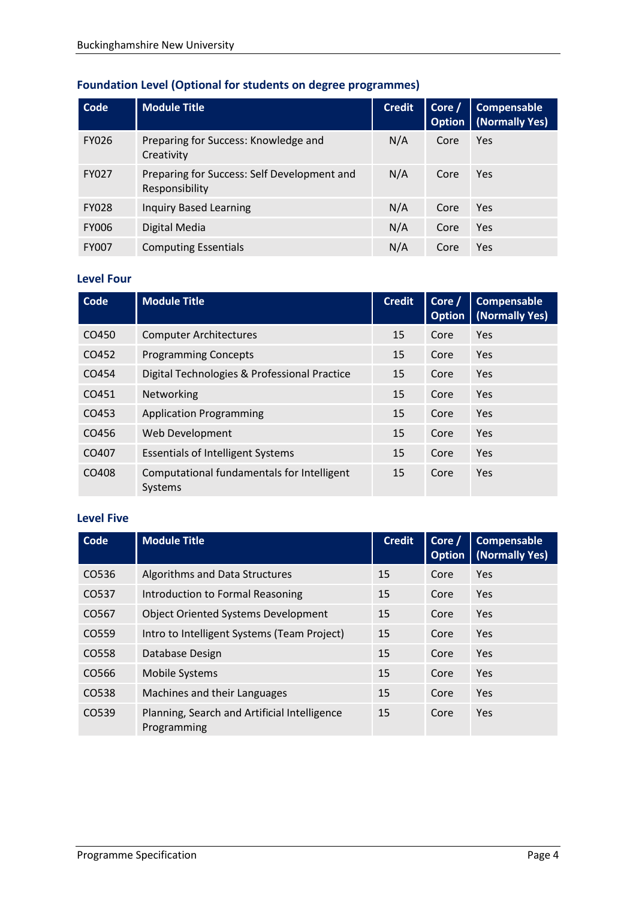### Foundation Level (Optional for students on degree programmes)

| Code | Module Title | Credit | Core / Option | Compensable (Normally Yes) |
|---|---|---|---|---|
| FY026 | Preparing for Success: Knowledge and Creativity | N/A | Core | Yes |
| FY027 | Preparing for Success: Self Development and Responsibility | N/A | Core | Yes |
| FY028 | Inquiry Based Learning | N/A | Core | Yes |
| FY006 | Digital Media | N/A | Core | Yes |
| FY007 | Computing Essentials | N/A | Core | Yes |

### Level Four

| Code | Module Title | Credit | Core / Option | Compensable (Normally Yes) |
|---|---|---|---|---|
| CO450 | Computer Architectures | 15 | Core | Yes |
| CO452 | Programming Concepts | 15 | Core | Yes |
| CO454 | Digital Technologies & Professional Practice | 15 | Core | Yes |
| CO451 | Networking | 15 | Core | Yes |
| CO453 | Application Programming | 15 | Core | Yes |
| CO456 | Web Development | 15 | Core | Yes |
| CO407 | Essentials of Intelligent Systems | 15 | Core | Yes |
| CO408 | Computational fundamentals for Intelligent Systems | 15 | Core | Yes |

### Level Five

| Code | Module Title | Credit | Core / Option | Compensable (Normally Yes) |
|---|---|---|---|---|
| CO536 | Algorithms and Data Structures | 15 | Core | Yes |
| CO537 | Introduction to Formal Reasoning | 15 | Core | Yes |
| CO567 | Object Oriented Systems Development | 15 | Core | Yes |
| CO559 | Intro to Intelligent Systems (Team Project) | 15 | Core | Yes |
| CO558 | Database Design | 15 | Core | Yes |
| CO566 | Mobile Systems | 15 | Core | Yes |
| CO538 | Machines and their Languages | 15 | Core | Yes |
| CO539 | Planning, Search and Artificial Intelligence Programming | 15 | Core | Yes |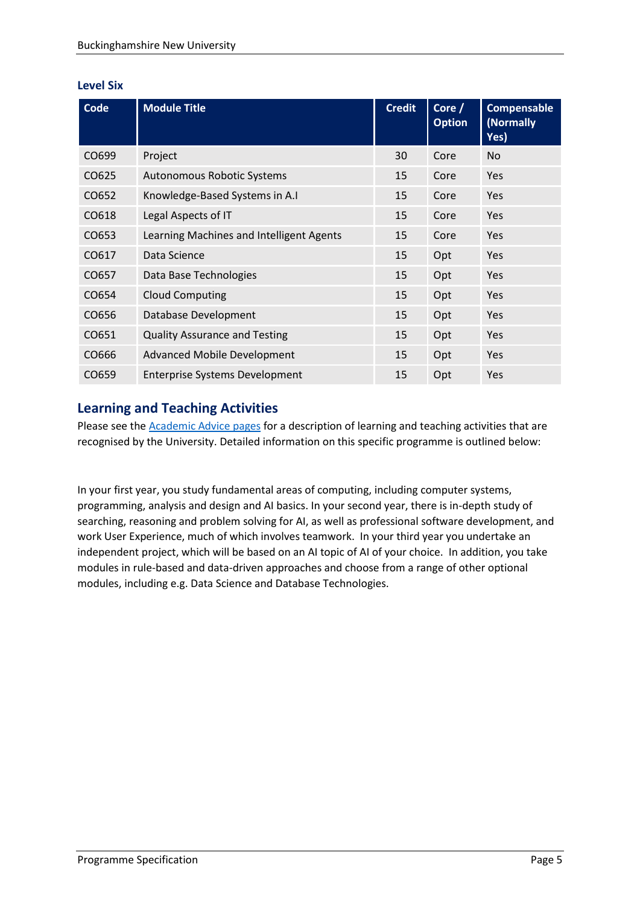### Level Six

| Code | Module Title | Credit | Core / Option | Compensable (Normally Yes) |
|---|---|---|---|---|
| CO699 | Project | 30 | Core | No |
| CO625 | Autonomous Robotic Systems | 15 | Core | Yes |
| CO652 | Knowledge-Based Systems in A.I | 15 | Core | Yes |
| CO618 | Legal Aspects of IT | 15 | Core | Yes |
| CO653 | Learning Machines and Intelligent Agents | 15 | Core | Yes |
| CO617 | Data Science | 15 | Opt | Yes |
| CO657 | Data Base Technologies | 15 | Opt | Yes |
| CO654 | Cloud Computing | 15 | Opt | Yes |
| CO656 | Database Development | 15 | Opt | Yes |
| CO651 | Quality Assurance and Testing | 15 | Opt | Yes |
| CO666 | Advanced Mobile Development | 15 | Opt | Yes |
| CO659 | Enterprise Systems Development | 15 | Opt | Yes |

## Learning and Teaching Activities

Please see the Academic Advice pages for a description of learning and teaching activities that are recognised by the University. Detailed information on this specific programme is outlined below:

In your first year, you study fundamental areas of computing, including computer systems, programming, analysis and design and AI basics. In your second year, there is in-depth study of searching, reasoning and problem solving for AI, as well as professional software development, and work User Experience, much of which involves teamwork. In your third year you undertake an independent project, which will be based on an AI topic of AI of your choice. In addition, you take modules in rule-based and data-driven approaches and choose from a range of other optional modules, including e.g. Data Science and Database Technologies.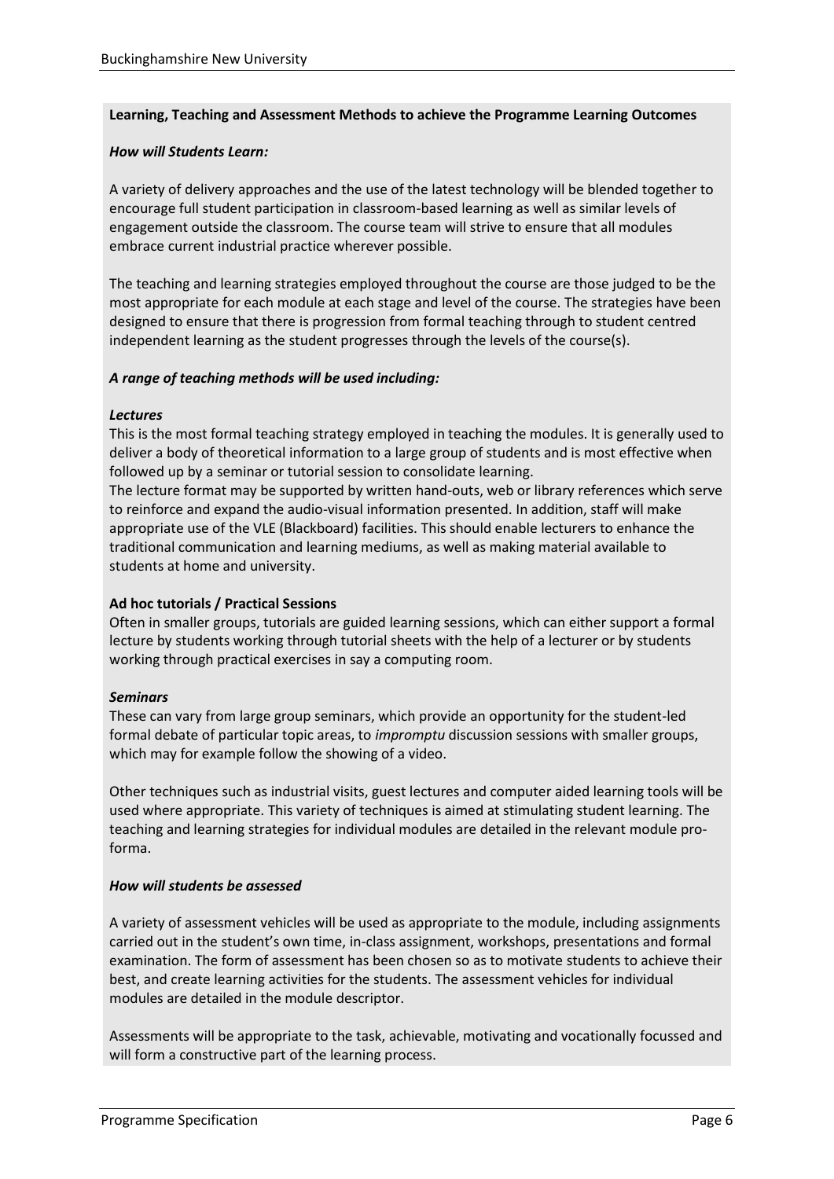**Learning, Teaching and Assessment Methods to achieve the Programme Learning Outcomes**

***How will Students Learn:***

A variety of delivery approaches and the use of the latest technology will be blended together to encourage full student participation in classroom-based learning as well as similar levels of engagement outside the classroom. The course team will strive to ensure that all modules embrace current industrial practice wherever possible.

The teaching and learning strategies employed throughout the course are those judged to be the most appropriate for each module at each stage and level of the course. The strategies have been designed to ensure that there is progression from formal teaching through to student centred independent learning as the student progresses through the levels of the course(s).

***A range of teaching methods will be used including:***

***Lectures***

This is the most formal teaching strategy employed in teaching the modules. It is generally used to deliver a body of theoretical information to a large group of students and is most effective when followed up by a seminar or tutorial session to consolidate learning.

The lecture format may be supported by written hand-outs, web or library references which serve to reinforce and expand the audio-visual information presented. In addition, staff will make appropriate use of the VLE (Blackboard) facilities. This should enable lecturers to enhance the traditional communication and learning mediums, as well as making material available to students at home and university.

**Ad hoc tutorials / Practical Sessions**

Often in smaller groups, tutorials are guided learning sessions, which can either support a formal lecture by students working through tutorial sheets with the help of a lecturer or by students working through practical exercises in say a computing room.

***Seminars***

These can vary from large group seminars, which provide an opportunity for the student-led formal debate of particular topic areas, to *impromptu* discussion sessions with smaller groups, which may for example follow the showing of a video.

Other techniques such as industrial visits, guest lectures and computer aided learning tools will be used where appropriate. This variety of techniques is aimed at stimulating student learning. The teaching and learning strategies for individual modules are detailed in the relevant module pro-forma.

***How will students be assessed***

A variety of assessment vehicles will be used as appropriate to the module, including assignments carried out in the student's own time, in-class assignment, workshops, presentations and formal examination. The form of assessment has been chosen so as to motivate students to achieve their best, and create learning activities for the students. The assessment vehicles for individual modules are detailed in the module descriptor.

Assessments will be appropriate to the task, achievable, motivating and vocationally focussed and will form a constructive part of the learning process.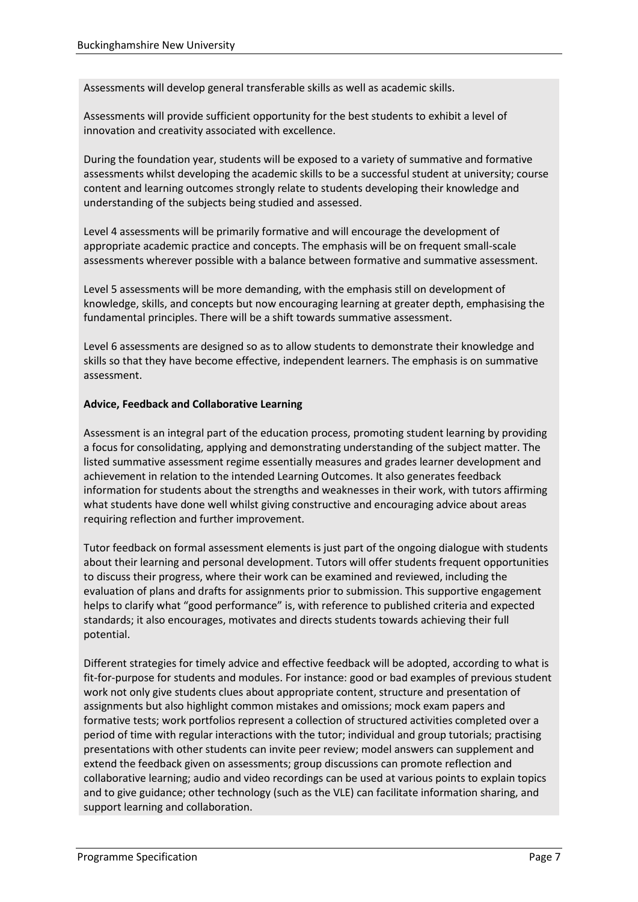Assessments will develop general transferable skills as well as academic skills.

Assessments will provide sufficient opportunity for the best students to exhibit a level of innovation and creativity associated with excellence.

During the foundation year, students will be exposed to a variety of summative and formative assessments whilst developing the academic skills to be a successful student at university; course content and learning outcomes strongly relate to students developing their knowledge and understanding of the subjects being studied and assessed.

Level 4 assessments will be primarily formative and will encourage the development of appropriate academic practice and concepts. The emphasis will be on frequent small-scale assessments wherever possible with a balance between formative and summative assessment.

Level 5 assessments will be more demanding, with the emphasis still on development of knowledge, skills, and concepts but now encouraging learning at greater depth, emphasising the fundamental principles. There will be a shift towards summative assessment.

Level 6 assessments are designed so as to allow students to demonstrate their knowledge and skills so that they have become effective, independent learners. The emphasis is on summative assessment.

**Advice, Feedback and Collaborative Learning**

Assessment is an integral part of the education process, promoting student learning by providing a focus for consolidating, applying and demonstrating understanding of the subject matter. The listed summative assessment regime essentially measures and grades learner development and achievement in relation to the intended Learning Outcomes. It also generates feedback information for students about the strengths and weaknesses in their work, with tutors affirming what students have done well whilst giving constructive and encouraging advice about areas requiring reflection and further improvement.

Tutor feedback on formal assessment elements is just part of the ongoing dialogue with students about their learning and personal development. Tutors will offer students frequent opportunities to discuss their progress, where their work can be examined and reviewed, including the evaluation of plans and drafts for assignments prior to submission. This supportive engagement helps to clarify what "good performance" is, with reference to published criteria and expected standards; it also encourages, motivates and directs students towards achieving their full potential.

Different strategies for timely advice and effective feedback will be adopted, according to what is fit-for-purpose for students and modules. For instance: good or bad examples of previous student work not only give students clues about appropriate content, structure and presentation of assignments but also highlight common mistakes and omissions; mock exam papers and formative tests; work portfolios represent a collection of structured activities completed over a period of time with regular interactions with the tutor; individual and group tutorials; practising presentations with other students can invite peer review; model answers can supplement and extend the feedback given on assessments; group discussions can promote reflection and collaborative learning; audio and video recordings can be used at various points to explain topics and to give guidance; other technology (such as the VLE) can facilitate information sharing, and support learning and collaboration.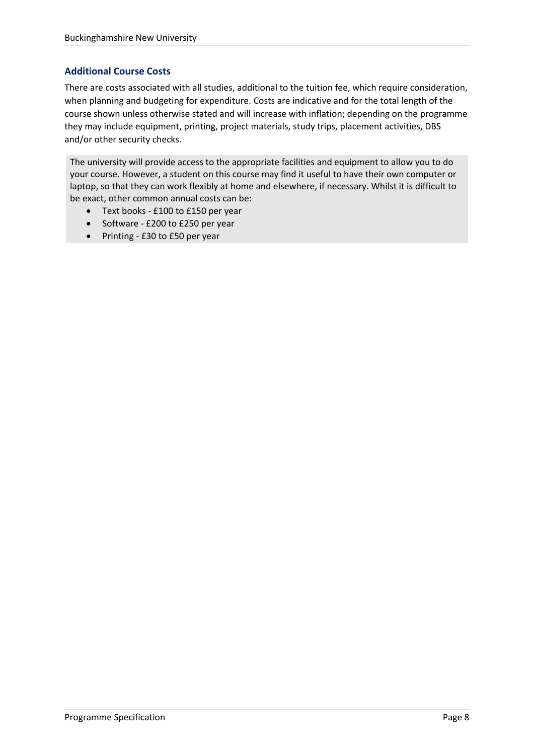### Additional Course Costs

There are costs associated with all studies, additional to the tuition fee, which require consideration, when planning and budgeting for expenditure. Costs are indicative and for the total length of the course shown unless otherwise stated and will increase with inflation; depending on the programme they may include equipment, printing, project materials, study trips, placement activities, DBS and/or other security checks.

The university will provide access to the appropriate facilities and equipment to allow you to do your course. However, a student on this course may find it useful to have their own computer or laptop, so that they can work flexibly at home and elsewhere, if necessary. Whilst it is difficult to be exact, other common annual costs can be:

- Text books - £100 to £150 per year
- Software - £200 to £250 per year
- Printing - £30 to £50 per year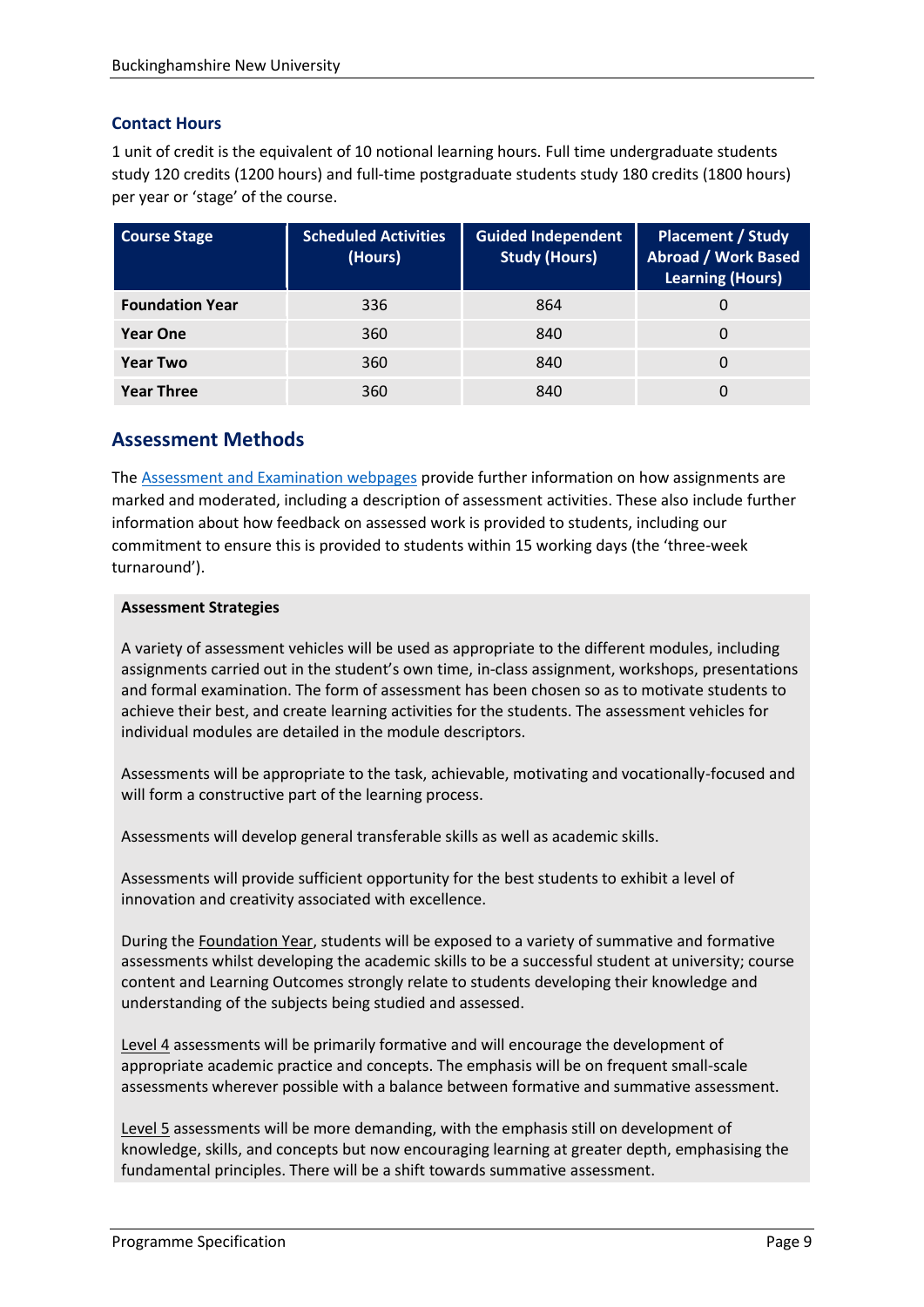### Contact Hours

1 unit of credit is the equivalent of 10 notional learning hours. Full time undergraduate students study 120 credits (1200 hours) and full-time postgraduate students study 180 credits (1800 hours) per year or 'stage' of the course.

| Course Stage | Scheduled Activities (Hours) | Guided Independent Study (Hours) | Placement / Study Abroad / Work Based Learning (Hours) |
|---|---|---|---|
| **Foundation Year** | 336 | 864 | 0 |
| **Year One** | 360 | 840 | 0 |
| **Year Two** | 360 | 840 | 0 |
| **Year Three** | 360 | 840 | 0 |

## Assessment Methods

The [Assessment and Examination webpages](Assessment and Examination webpages) provide further information on how assignments are marked and moderated, including a description of assessment activities. These also include further information about how feedback on assessed work is provided to students, including our commitment to ensure this is provided to students within 15 working days (the 'three-week turnaround').

**Assessment Strategies**

A variety of assessment vehicles will be used as appropriate to the different modules, including assignments carried out in the student's own time, in-class assignment, workshops, presentations and formal examination. The form of assessment has been chosen so as to motivate students to achieve their best, and create learning activities for the students. The assessment vehicles for individual modules are detailed in the module descriptors.

Assessments will be appropriate to the task, achievable, motivating and vocationally-focused and will form a constructive part of the learning process.

Assessments will develop general transferable skills as well as academic skills.

Assessments will provide sufficient opportunity for the best students to exhibit a level of innovation and creativity associated with excellence.

During the Foundation Year, students will be exposed to a variety of summative and formative assessments whilst developing the academic skills to be a successful student at university; course content and Learning Outcomes strongly relate to students developing their knowledge and understanding of the subjects being studied and assessed.

Level 4 assessments will be primarily formative and will encourage the development of appropriate academic practice and concepts. The emphasis will be on frequent small-scale assessments wherever possible with a balance between formative and summative assessment.

Level 5 assessments will be more demanding, with the emphasis still on development of knowledge, skills, and concepts but now encouraging learning at greater depth, emphasising the fundamental principles. There will be a shift towards summative assessment.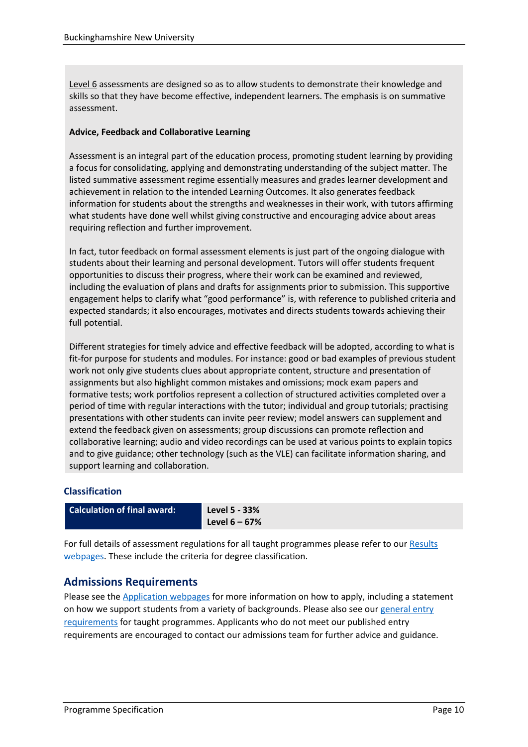Level 6 assessments are designed so as to allow students to demonstrate their knowledge and skills so that they have become effective, independent learners. The emphasis is on summative assessment.

**Advice, Feedback and Collaborative Learning**

Assessment is an integral part of the education process, promoting student learning by providing a focus for consolidating, applying and demonstrating understanding of the subject matter. The listed summative assessment regime essentially measures and grades learner development and achievement in relation to the intended Learning Outcomes. It also generates feedback information for students about the strengths and weaknesses in their work, with tutors affirming what students have done well whilst giving constructive and encouraging advice about areas requiring reflection and further improvement.

In fact, tutor feedback on formal assessment elements is just part of the ongoing dialogue with students about their learning and personal development. Tutors will offer students frequent opportunities to discuss their progress, where their work can be examined and reviewed, including the evaluation of plans and drafts for assignments prior to submission. This supportive engagement helps to clarify what "good performance" is, with reference to published criteria and expected standards; it also encourages, motivates and directs students towards achieving their full potential.

Different strategies for timely advice and effective feedback will be adopted, according to what is fit-for purpose for students and modules. For instance: good or bad examples of previous student work not only give students clues about appropriate content, structure and presentation of assignments but also highlight common mistakes and omissions; mock exam papers and formative tests; work portfolios represent a collection of structured activities completed over a period of time with regular interactions with the tutor; individual and group tutorials; practising presentations with other students can invite peer review; model answers can supplement and extend the feedback given on assessments; group discussions can promote reflection and collaborative learning; audio and video recordings can be used at various points to explain topics and to give guidance; other technology (such as the VLE) can facilitate information sharing, and support learning and collaboration.

### Classification

| Calculation of final award: | Level 5 - 33%<br>Level 6 – 67% |
|---|---|

For full details of assessment regulations for all taught programmes please refer to our [Results webpages](). These include the criteria for degree classification.

## Admissions Requirements

Please see the [Application webpages]() for more information on how to apply, including a statement on how we support students from a variety of backgrounds. Please also see our [general entry requirements]() for taught programmes. Applicants who do not meet our published entry requirements are encouraged to contact our admissions team for further advice and guidance.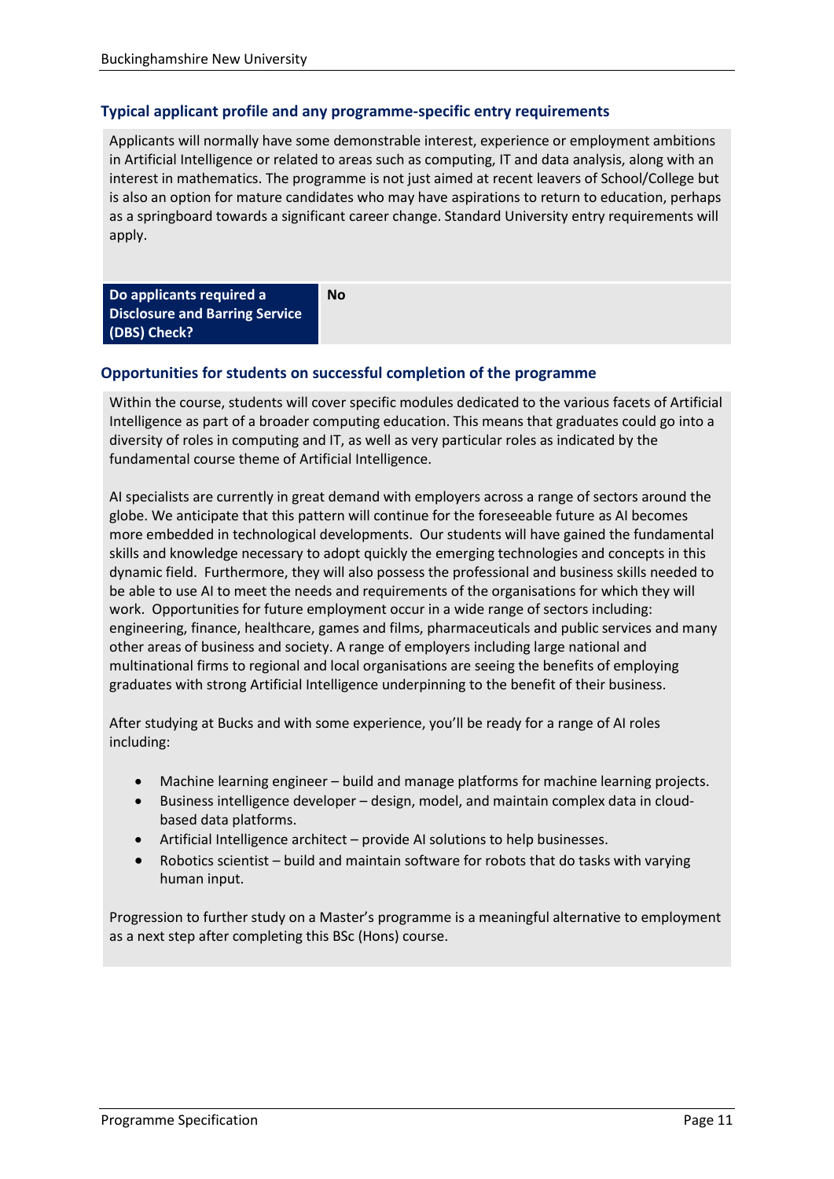## Typical applicant profile and any programme-specific entry requirements

Applicants will normally have some demonstrable interest, experience or employment ambitions in Artificial Intelligence or related to areas such as computing, IT and data analysis, along with an interest in mathematics. The programme is not just aimed at recent leavers of School/College but is also an option for mature candidates who may have aspirations to return to education, perhaps as a springboard towards a significant career change. Standard University entry requirements will apply.

| **Do applicants required a Disclosure and Barring Service (DBS) Check?** | **No** |
|---|---|

## Opportunities for students on successful completion of the programme

Within the course, students will cover specific modules dedicated to the various facets of Artificial Intelligence as part of a broader computing education. This means that graduates could go into a diversity of roles in computing and IT, as well as very particular roles as indicated by the fundamental course theme of Artificial Intelligence.

AI specialists are currently in great demand with employers across a range of sectors around the globe. We anticipate that this pattern will continue for the foreseeable future as AI becomes more embedded in technological developments. Our students will have gained the fundamental skills and knowledge necessary to adopt quickly the emerging technologies and concepts in this dynamic field. Furthermore, they will also possess the professional and business skills needed to be able to use AI to meet the needs and requirements of the organisations for which they will work. Opportunities for future employment occur in a wide range of sectors including: engineering, finance, healthcare, games and films, pharmaceuticals and public services and many other areas of business and society. A range of employers including large national and multinational firms to regional and local organisations are seeing the benefits of employing graduates with strong Artificial Intelligence underpinning to the benefit of their business.

After studying at Bucks and with some experience, you'll be ready for a range of AI roles including:

- Machine learning engineer – build and manage platforms for machine learning projects.
- Business intelligence developer – design, model, and maintain complex data in cloud-based data platforms.
- Artificial Intelligence architect – provide AI solutions to help businesses.
- Robotics scientist – build and maintain software for robots that do tasks with varying human input.

Progression to further study on a Master's programme is a meaningful alternative to employment as a next step after completing this BSc (Hons) course.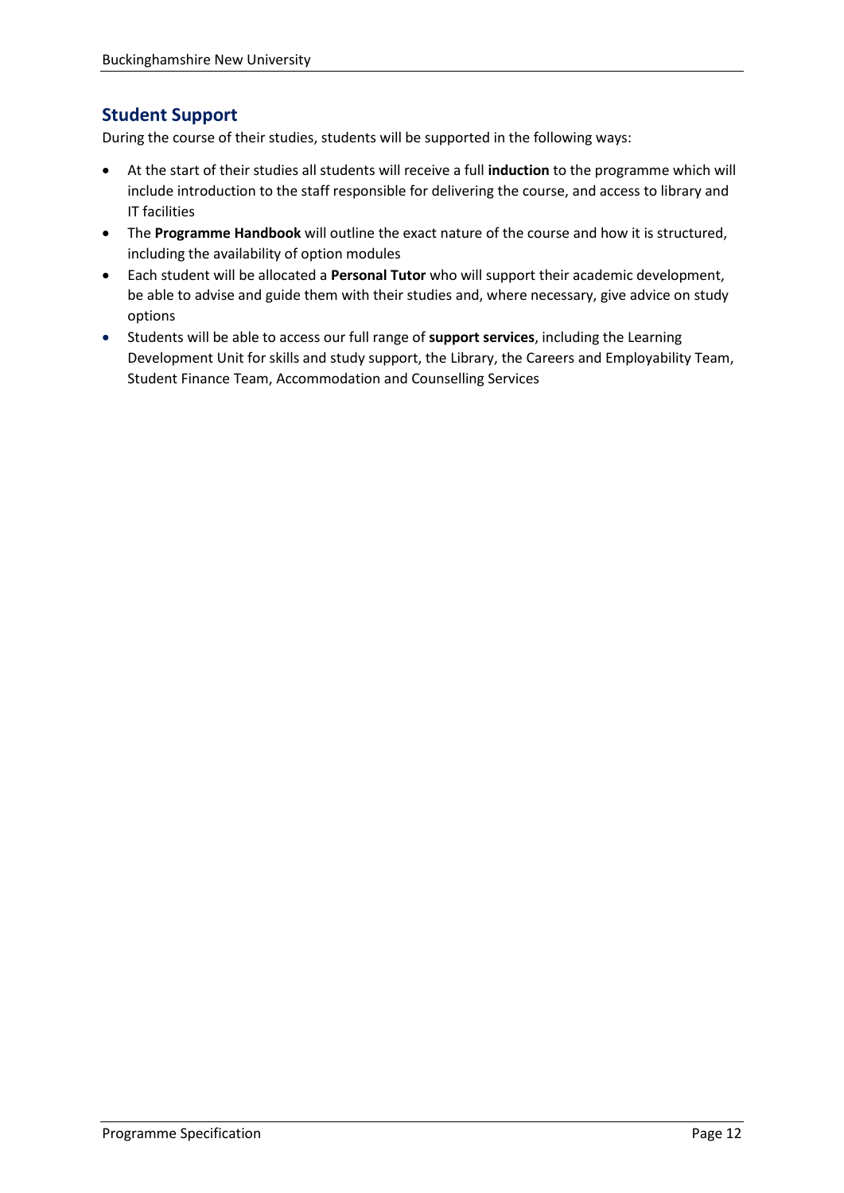## Student Support

During the course of their studies, students will be supported in the following ways:

- At the start of their studies all students will receive a full **induction** to the programme which will include introduction to the staff responsible for delivering the course, and access to library and IT facilities
- The **Programme Handbook** will outline the exact nature of the course and how it is structured, including the availability of option modules
- Each student will be allocated a **Personal Tutor** who will support their academic development, be able to advise and guide them with their studies and, where necessary, give advice on study options
- Students will be able to access our full range of **support services**, including the Learning Development Unit for skills and study support, the Library, the Careers and Employability Team, Student Finance Team, Accommodation and Counselling Services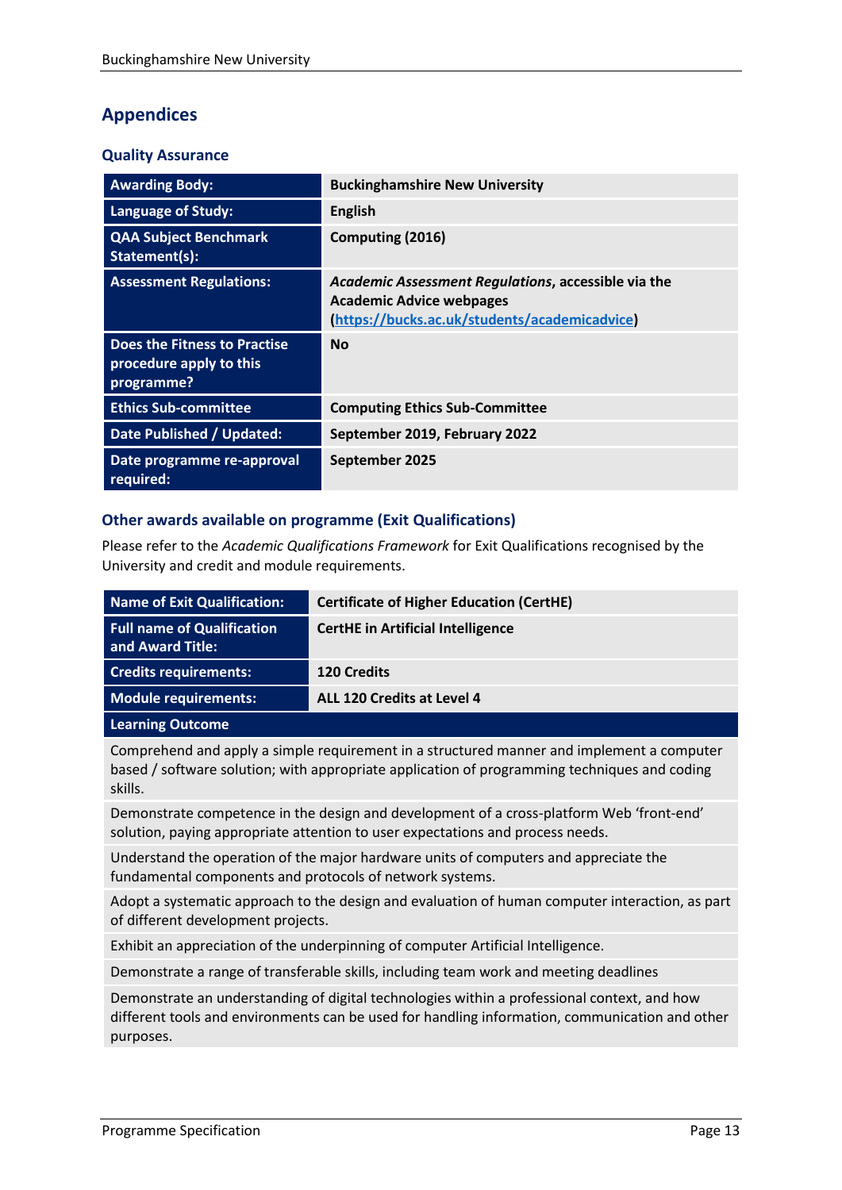## Appendices

### Quality Assurance

| Awarding Body: | Buckinghamshire New University |
|---|---|
| Language of Study: | English |
| QAA Subject Benchmark Statement(s): | Computing (2016) |
| Assessment Regulations: | *Academic Assessment Regulations*, accessible via the Academic Advice webpages (https://bucks.ac.uk/students/academicadvice) |
| Does the Fitness to Practise procedure apply to this programme? | No |
| Ethics Sub-committee | Computing Ethics Sub-Committee |
| Date Published / Updated: | September 2019, February 2022 |
| Date programme re-approval required: | September 2025 |

### Other awards available on programme (Exit Qualifications)

Please refer to the *Academic Qualifications Framework* for Exit Qualifications recognised by the University and credit and module requirements.

| Name of Exit Qualification: | Certificate of Higher Education (CertHE) |
|---|---|
| Full name of Qualification and Award Title: | CertHE in Artificial Intelligence |
| Credits requirements: | 120 Credits |
| Module requirements: | ALL 120 Credits at Level 4 |

| Learning Outcome |
|---|
| Comprehend and apply a simple requirement in a structured manner and implement a computer based / software solution; with appropriate application of programming techniques and coding skills. |
| Demonstrate competence in the design and development of a cross-platform Web 'front-end' solution, paying appropriate attention to user expectations and process needs. |
| Understand the operation of the major hardware units of computers and appreciate the fundamental components and protocols of network systems. |
| Adopt a systematic approach to the design and evaluation of human computer interaction, as part of different development projects. |
| Exhibit an appreciation of the underpinning of computer Artificial Intelligence. |
| Demonstrate a range of transferable skills, including team work and meeting deadlines |
| Demonstrate an understanding of digital technologies within a professional context, and how different tools and environments can be used for handling information, communication and other purposes. |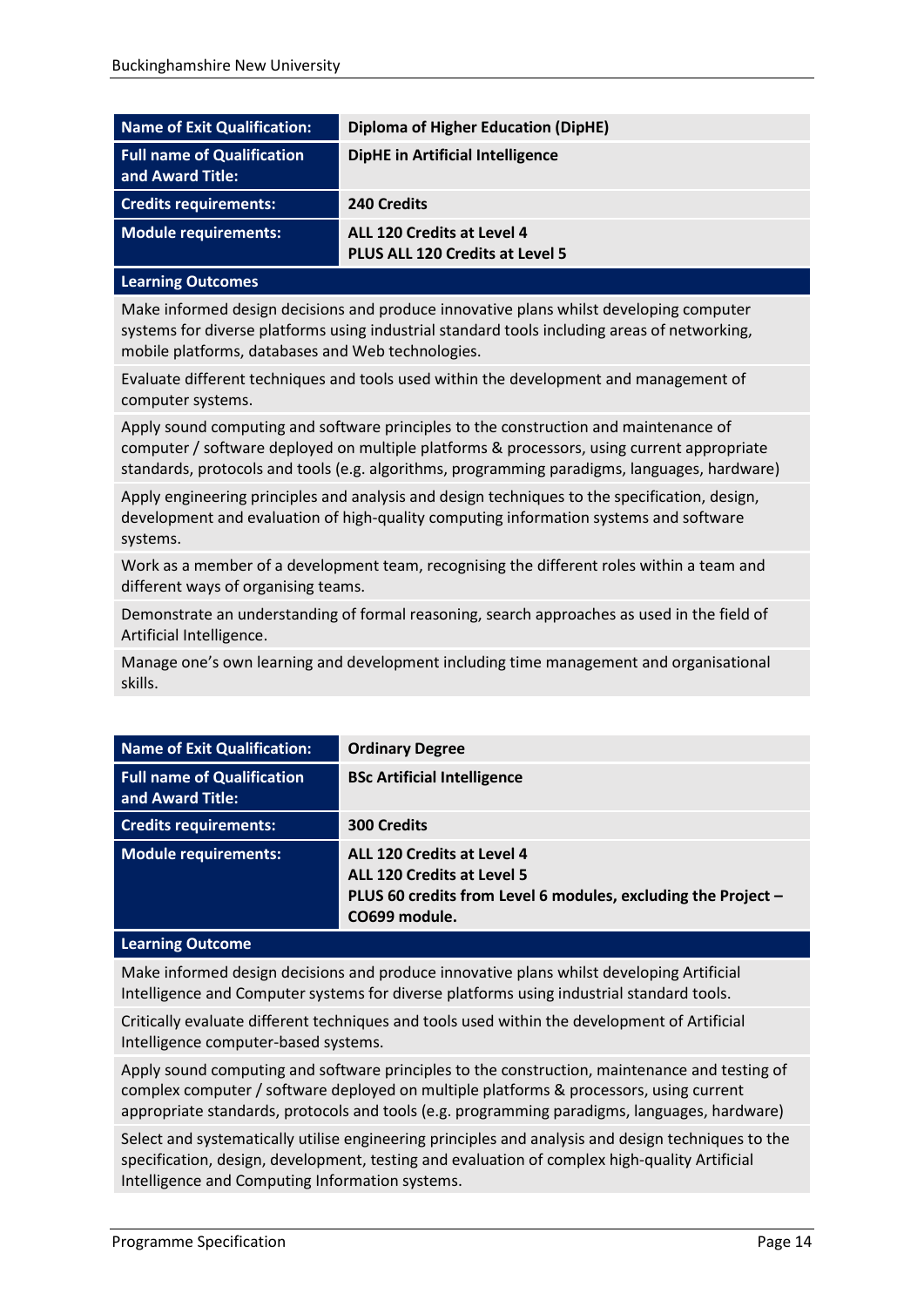| Name of Exit Qualification: | Diploma of Higher Education (DipHE) |
|---|---|
| Full name of Qualification and Award Title: | DipHE in Artificial Intelligence |
| Credits requirements: | 240 Credits |
| Module requirements: | ALL 120 Credits at Level 4<br>PLUS ALL 120 Credits at Level 5 |

**Learning Outcomes**

- Make informed design decisions and produce innovative plans whilst developing computer systems for diverse platforms using industrial standard tools including areas of networking, mobile platforms, databases and Web technologies.
- Evaluate different techniques and tools used within the development and management of computer systems.
- Apply sound computing and software principles to the construction and maintenance of computer / software deployed on multiple platforms & processors, using current appropriate standards, protocols and tools (e.g. algorithms, programming paradigms, languages, hardware)
- Apply engineering principles and analysis and design techniques to the specification, design, development and evaluation of high-quality computing information systems and software systems.
- Work as a member of a development team, recognising the different roles within a team and different ways of organising teams.
- Demonstrate an understanding of formal reasoning, search approaches as used in the field of Artificial Intelligence.
- Manage one's own learning and development including time management and organisational skills.

| Name of Exit Qualification: | Ordinary Degree |
|---|---|
| Full name of Qualification and Award Title: | BSc Artificial Intelligence |
| Credits requirements: | 300 Credits |
| Module requirements: | ALL 120 Credits at Level 4<br>ALL 120 Credits at Level 5<br>PLUS 60 credits from Level 6 modules, excluding the Project – CO699 module. |

**Learning Outcome**

- Make informed design decisions and produce innovative plans whilst developing Artificial Intelligence and Computer systems for diverse platforms using industrial standard tools.
- Critically evaluate different techniques and tools used within the development of Artificial Intelligence computer-based systems.
- Apply sound computing and software principles to the construction, maintenance and testing of complex computer / software deployed on multiple platforms & processors, using current appropriate standards, protocols and tools (e.g. programming paradigms, languages, hardware)
- Select and systematically utilise engineering principles and analysis and design techniques to the specification, design, development, testing and evaluation of complex high-quality Artificial Intelligence and Computing Information systems.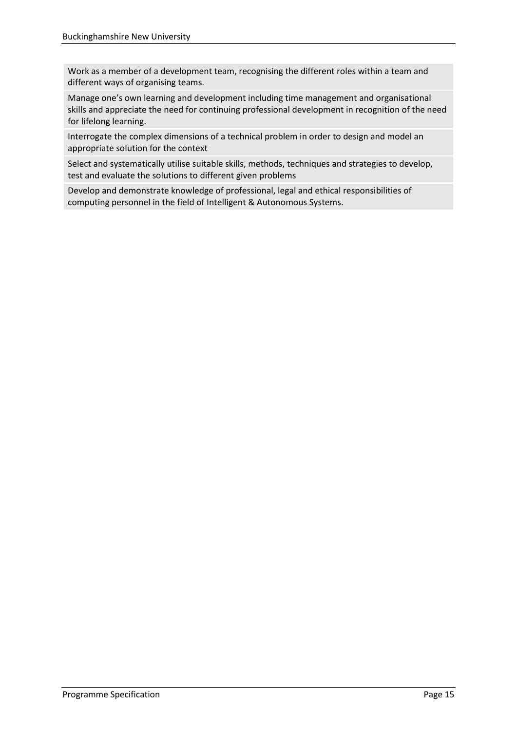|   |
|---|
| Work as a member of a development team, recognising the different roles within a team and different ways of organising teams. |
| Manage one's own learning and development including time management and organisational skills and appreciate the need for continuing professional development in recognition of the need for lifelong learning. |
| Interrogate the complex dimensions of a technical problem in order to design and model an appropriate solution for the context |
| Select and systematically utilise suitable skills, methods, techniques and strategies to develop, test and evaluate the solutions to different given problems |
| Develop and demonstrate knowledge of professional, legal and ethical responsibilities of computing personnel in the field of Intelligent & Autonomous Systems. |